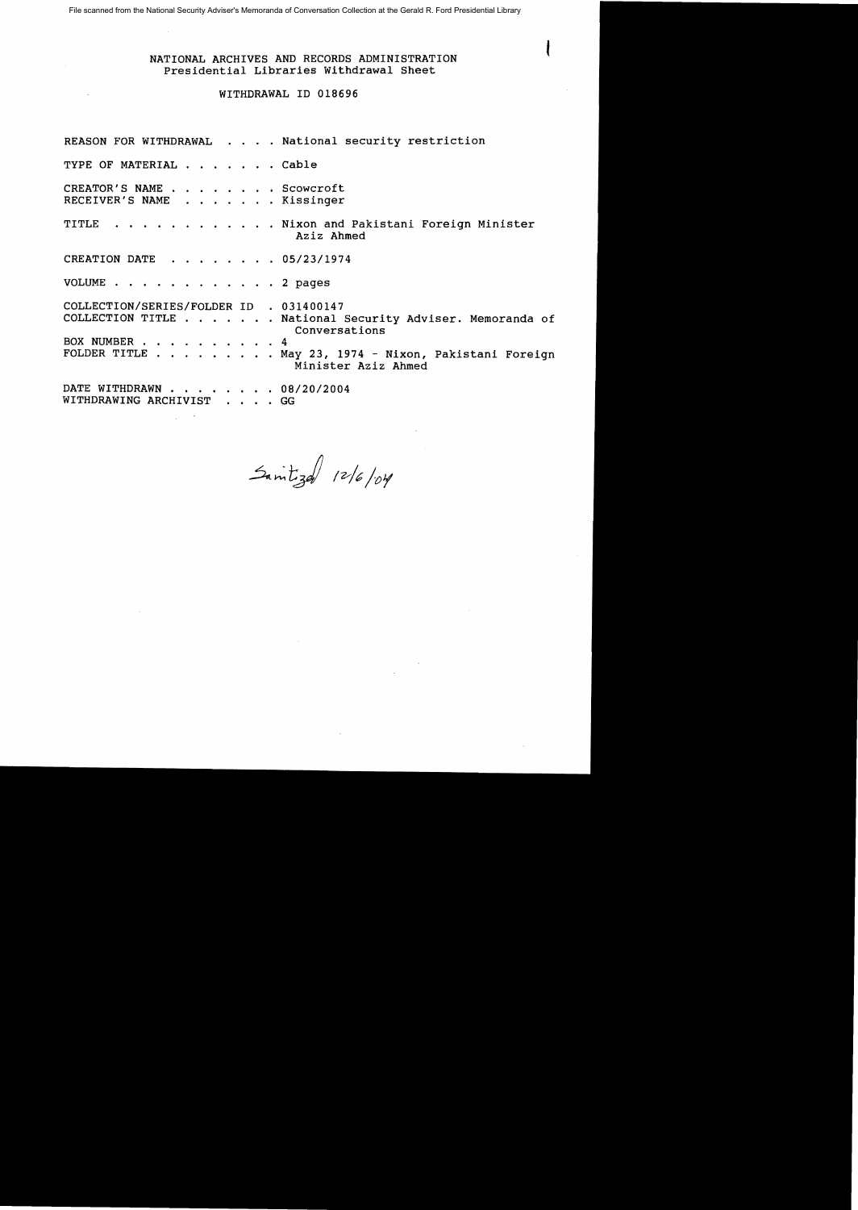File scanned from the National Security Adviser's Memoranda of Conversation Collection at the Gerald R. Ford Presidential Library

NATIONAL ARCHIVES AND RECORDS ADMINISTRATION
Presidential Libraries Withdrawal Sheet

WITHDRAWAL ID 018696

REASON FOR WITHDRAWAL . . . . National security restriction

TYPE OF MATERIAL . . . . . . . Cable

CREATOR'S NAME . . . . . . . . Scowcroft
RECEIVER'S NAME . . . . . . . Kissinger

TITLE . . . . . . . . . . . . Nixon and Pakistani Foreign Minister Aziz Ahmed

CREATION DATE . . . . . . . . 05/23/1974

VOLUME . . . . . . . . . . . . 2 pages

COLLECTION/SERIES/FOLDER ID . 031400147
COLLECTION TITLE . . . . . . . National Security Adviser. Memoranda of Conversations
BOX NUMBER . . . . . . . . . . 4
FOLDER TITLE . . . . . . . . . May 23, 1974 - Nixon, Pakistani Foreign Minister Aziz Ahmed

DATE WITHDRAWN . . . . . . . . 08/20/2004
WITHDRAWING ARCHIVIST . . . . GG

Sanitized 12/6/04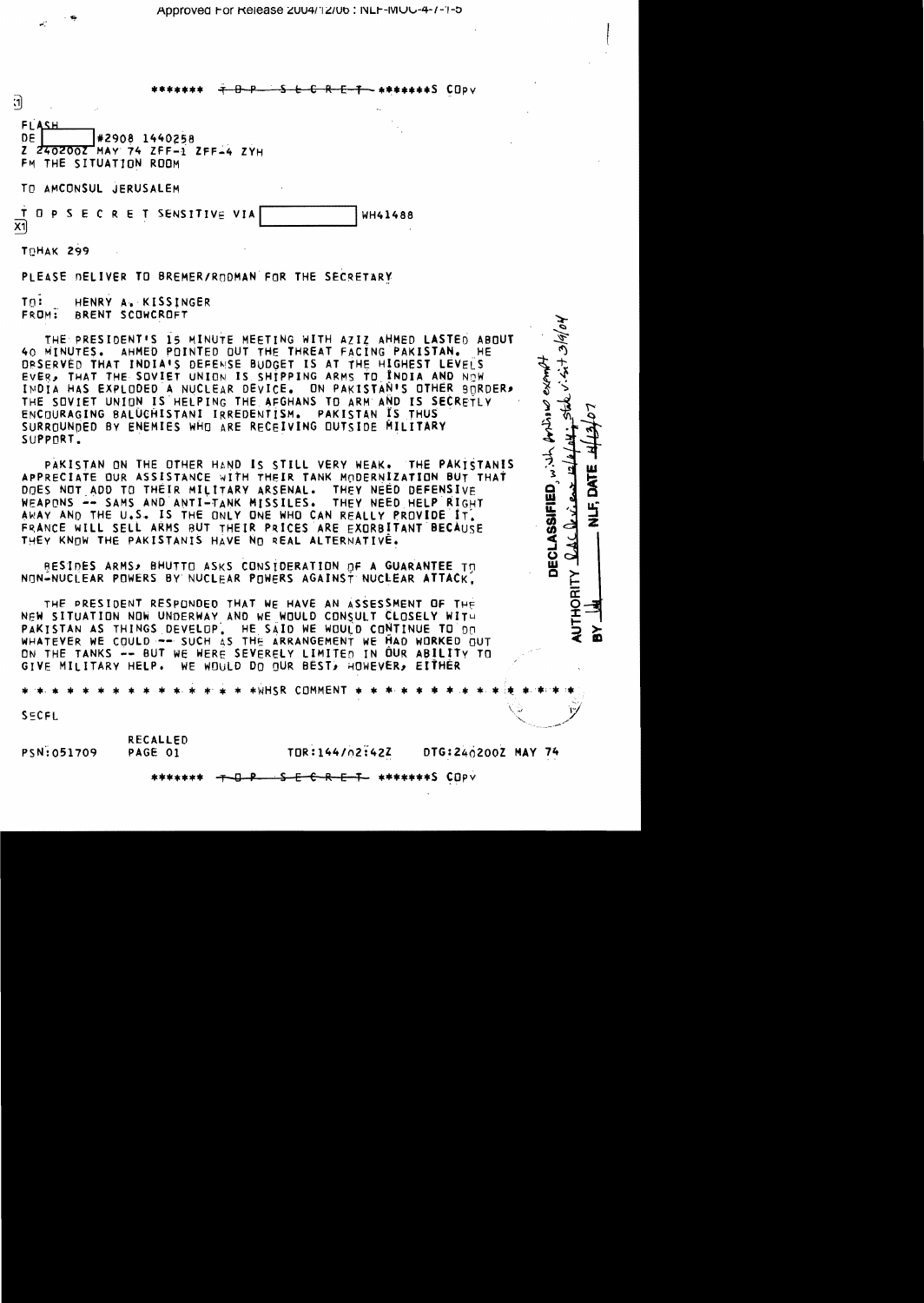******* ~~TOP SECRET~~ *******S COPY

FLASH
DE [ ] #2908 1440258
Z 240200Z MAY 74 ZFF-1 ZFF-4 ZYH
FM THE SITUATION ROOM

TO AMCONSUL JERUSALEM

T O P S E C R E T SENSITIVE VIA [ ] WH41488

TOHAK 299

PLEASE DELIVER TO BREMER/RODMAN FOR THE SECRETARY

TO: HENRY A. KISSINGER
FROM: BRENT SCOWCROFT

THE PRESIDENT'S 15 MINUTE MEETING WITH AZIZ AHMED LASTED ABOUT 40 MINUTES. AHMED POINTED OUT THE THREAT FACING PAKISTAN. HE OBSERVED THAT INDIA'S DEFENSE BUDGET IS AT THE HIGHEST LEVELS EVER, THAT THE SOVIET UNION IS SHIPPING ARMS TO INDIA AND NOW INDIA HAS EXPLODED A NUCLEAR DEVICE. ON PAKISTAN'S OTHER BORDER, THE SOVIET UNION IS HELPING THE AFGHANS TO ARM AND IS SECRETLY ENCOURAGING BALUCHISTANI IRREDENTISM. PAKISTAN IS THUS SURROUNDED BY ENEMIES WHO ARE RECEIVING OUTSIDE MILITARY SUPPORT.

PAKISTAN ON THE OTHER HAND IS STILL VERY WEAK. THE PAKISTANIS APPRECIATE OUR ASSISTANCE WITH THEIR TANK MODERNIZATION BUT THAT DOES NOT ADD TO THEIR MILITARY ARSENAL. THEY NEED DEFENSIVE WEAPONS -- SAMS AND ANTI-TANK MISSILES. THEY NEED HELP RIGHT AWAY AND THE U.S. IS THE ONLY ONE WHO CAN REALLY PROVIDE IT. FRANCE WILL SELL ARMS BUT THEIR PRICES ARE EXORBITANT BECAUSE THEY KNOW THE PAKISTANIS HAVE NO REAL ALTERNATIVE.

BESIDES ARMS, BHUTTO ASKS CONSIDERATION OF A GUARANTEE TO NON-NUCLEAR POWERS BY NUCLEAR POWERS AGAINST NUCLEAR ATTACK.

THE PRESIDENT RESPONDED THAT WE HAVE AN ASSESSMENT OF THE NEW SITUATION NOW UNDERWAY AND WE WOULD CONSULT CLOSELY WITH PAKISTAN AS THINGS DEVELOP. HE SAID WE WOULD CONTINUE TO DO WHATEVER WE COULD -- SUCH AS THE ARRANGEMENT WE HAD WORKED OUT ON THE TANKS -- BUT WE WERE SEVERELY LIMITED IN OUR ABILITY TO GIVE MILITARY HELP. WE WOULD DO OUR BEST, HOWEVER, EITHER

* * * * * * * * * * * * * * * *WHSR COMMENT * * * * * * * * * * * * * *

SECFL

PSN:051709 RECALLED PAGE 01 TOR:144/02:42Z DTG:240200Z MAY 74

******* ~~TOP SECRET~~ *******S COPY

DECLASSIFIED, with portions exempt
AUTHORITY RAC Review 12/6/04; State v.i.a 3/4/04
BY [ ] NLF, DATE 4/13/07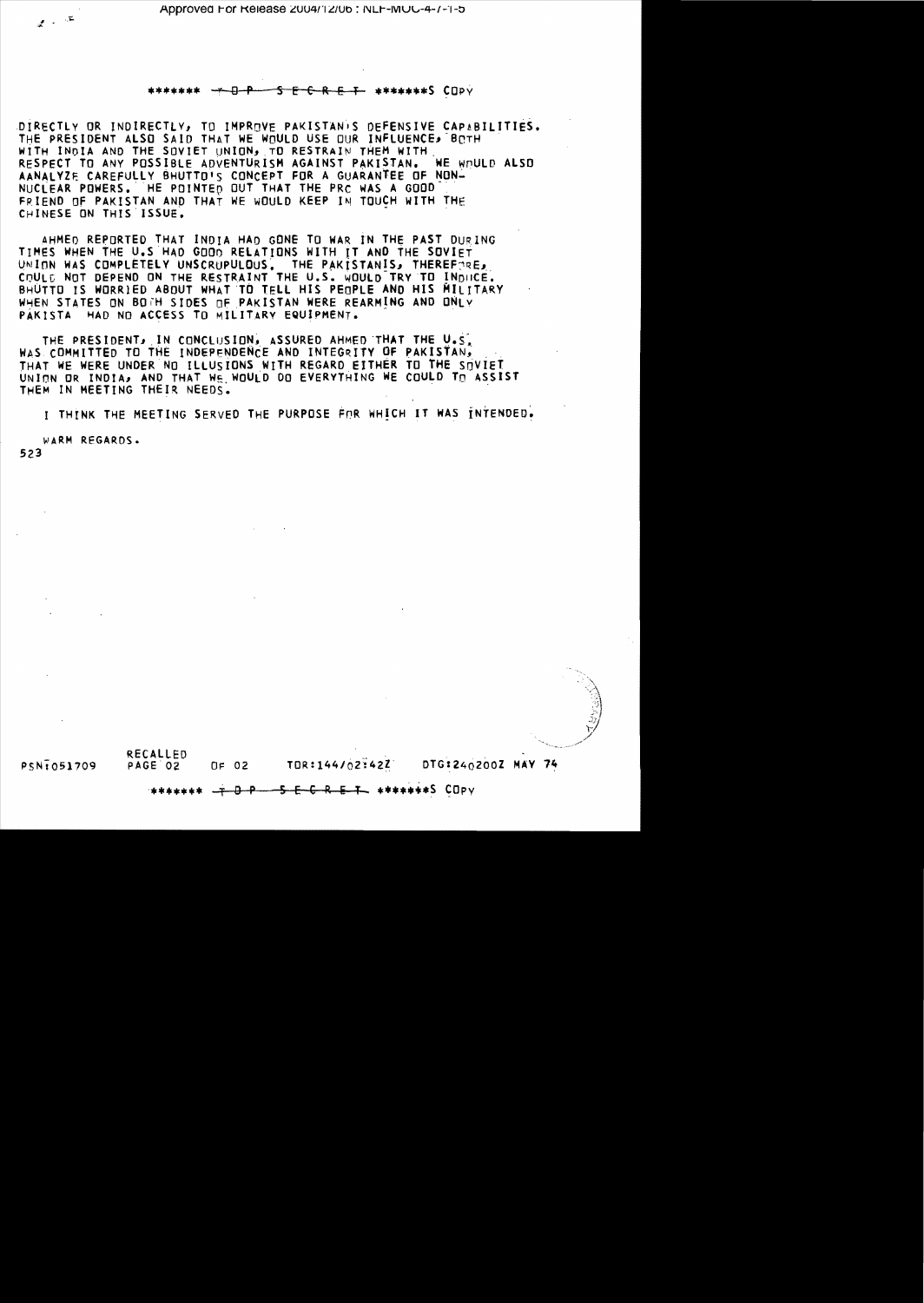******* TOP SECRET *******S COPY

DIRECTLY OR INDIRECTLY, TO IMPROVE PAKISTAN'S DEFENSIVE CAPABILITIES. THE PRESIDENT ALSO SAID THAT WE WOULD USE OUR INFLUENCE, BOTH WITH INDIA AND THE SOVIET UNION, TO RESTRAIN THEM WITH RESPECT TO ANY POSSIBLE ADVENTURISM AGAINST PAKISTAN. WE WOULD ALSO AANALYZE CAREFULLY BHUTTO'S CONCEPT FOR A GUARANTEE OF NON-NUCLEAR POWERS. HE POINTED OUT THAT THE PRC WAS A GOOD FRIEND OF PAKISTAN AND THAT WE WOULD KEEP IN TOUCH WITH THE CHINESE ON THIS ISSUE.

AHMED REPORTED THAT INDIA HAD GONE TO WAR IN THE PAST DURING TIMES WHEN THE U.S HAD GOOD RELATIONS WITH IT AND THE SOVIET UNION WAS COMPLETELY UNSCRUPULOUS. THE PAKISTANIS, THEREFORE, COULD NOT DEPEND ON THE RESTRAINT THE U.S. WOULD TRY TO INDUCE. BHUTTO IS WORRIED ABOUT WHAT TO TELL HIS PEOPLE AND HIS MILITARY WHEN STATES ON BOTH SIDES OF PAKISTAN WERE REARMING AND ONLY PAKISTA HAD NO ACCESS TO MILITARY EQUIPMENT.

THE PRESIDENT, IN CONCLUSION, ASSURED AHMED THAT THE U.S. WAS COMMITTED TO THE INDEPENDENCE AND INTEGRITY OF PAKISTAN, THAT WE WERE UNDER NO ILLUSIONS WITH REGARD EITHER TO THE SOVIET UNION OR INDIA, AND THAT WE WOULD DO EVERYTHING WE COULD TO ASSIST THEM IN MEETING THEIR NEEDS.

I THINK THE MEETING SERVED THE PURPOSE FOR WHICH IT WAS INTENDED.

WARM REGARDS.

523

RECALLED

PSN:051709 PAGE 02 OF 02 TOR:144/02:42Z DTG:240200Z MAY 74

******* TOP SECRET *******S COPY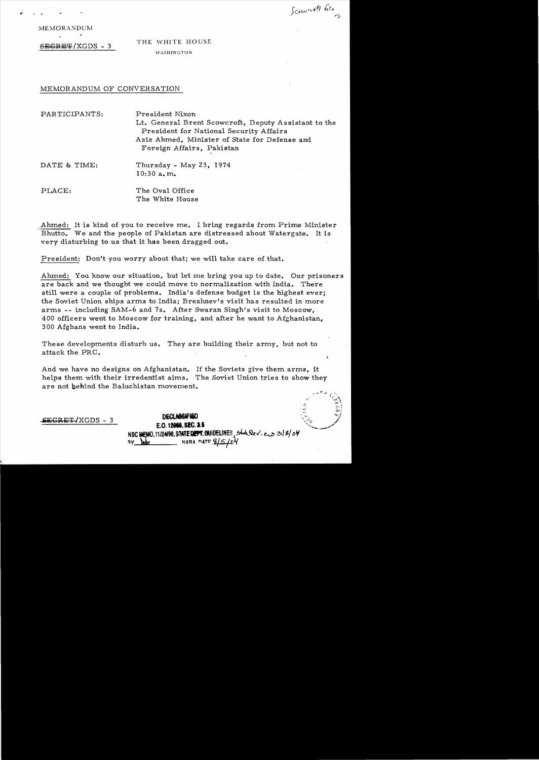Scowcroft file

MEMORANDUM

~~SECRET~~/XGDS - 3

THE WHITE HOUSE

WASHINGTON

MEMORANDUM OF CONVERSATION

PARTICIPANTS: President Nixon
Lt. General Brent Scowcroft, Deputy Assistant to the President for National Security Affairs
Aziz Ahmed, Minister of State for Defense and Foreign Affairs, Pakistan

DATE & TIME: Thursday - May 23, 1974
10:30 a.m.

PLACE: The Oval Office
The White House

Ahmed: It is kind of you to receive me. I bring regards from Prime Minister Bhutto. We and the people of Pakistan are distressed about Watergate. It is very disturbing to us that it has been dragged out.

President: Don't you worry about that; we will take care of that.

Ahmed: You know our situation, but let me bring you up to date. Our prisoners are back and we thought we could move to normalization with India. There still were a couple of problems. India's defense budget is the highest ever; the Soviet Union ships arms to India; Brezhnev's visit has resulted in more arms -- including SAM-6 and 7s. After Swaran Singh's visit to Moscow, 400 officers went to Moscow for training, and after he want to Afghanistan, 300 Afghans went to India.

These developments disturb us. They are building their army, but not to attack the PRC.

And we have no designs on Afghanistan. If the Soviets give them arms, it helps them with their irredentist aims. The Soviet Union tries to show they are not behind the Baluchistan movement.

~~SECRET~~/XGDS - 3

DECLASSIFIED
E.O. 12958, SEC. 3.5
NSC MEMO, 11/24/98, STATE DEPT. GUIDELINES, State Rev. 3/8/04
BY lab NARA DATE 8/5/04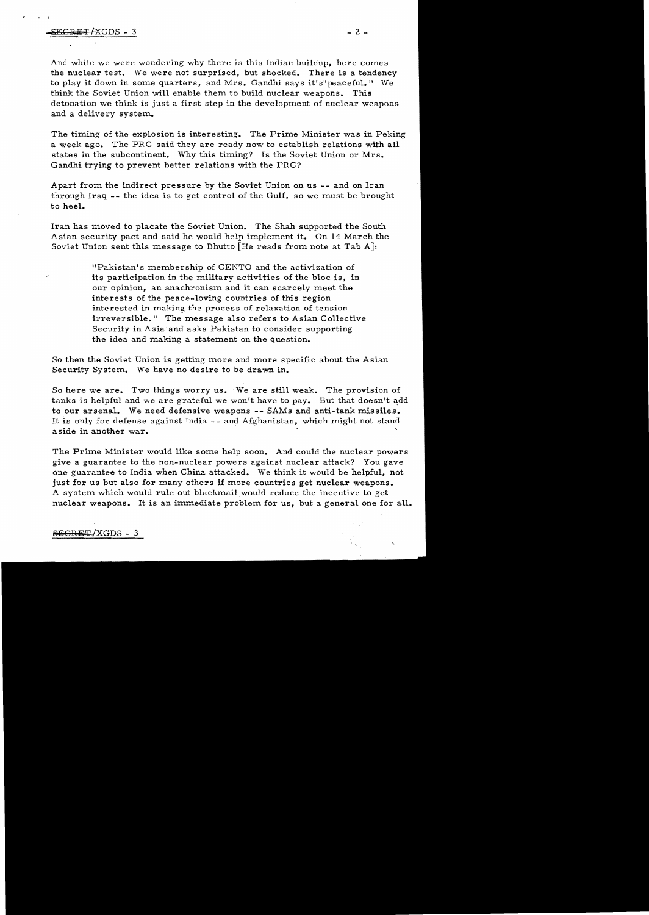And while we were wondering why there is this Indian buildup, here comes the nuclear test. We were not surprised, but shocked. There is a tendency to play it down in some quarters, and Mrs. Gandhi says it's "peaceful." We think the Soviet Union will enable them to build nuclear weapons. This detonation we think is just a first step in the development of nuclear weapons and a delivery system.

The timing of the explosion is interesting. The Prime Minister was in Peking a week ago. The PRC said they are ready now to establish relations with all states in the subcontinent. Why this timing? Is the Soviet Union or Mrs. Gandhi trying to prevent better relations with the PRC?

Apart from the indirect pressure by the Soviet Union on us -- and on Iran through Iraq -- the idea is to get control of the Gulf, so we must be brought to heel.

Iran has moved to placate the Soviet Union. The Shah supported the South Asian security pact and said he would help implement it. On 14 March the Soviet Union sent this message to Bhutto [He reads from note at Tab A]:

> "Pakistan's membership of CENTO and the activization of its participation in the military activities of the bloc is, in our opinion, an anachronism and it can scarcely meet the interests of the peace-loving countries of this region interested in making the process of relaxation of tension irreversible." The message also refers to Asian Collective Security in Asia and asks Pakistan to consider supporting the idea and making a statement on the question.

So then the Soviet Union is getting more and more specific about the Asian Security System. We have no desire to be drawn in.

So here we are. Two things worry us. We are still weak. The provision of tanks is helpful and we are grateful we won't have to pay. But that doesn't add to our arsenal. We need defensive weapons -- SAMs and anti-tank missiles. It is only for defense against India -- and Afghanistan, which might not stand aside in another war.

The Prime Minister would like some help soon. And could the nuclear powers give a guarantee to the non-nuclear powers against nuclear attack? You gave one guarantee to India when China attacked. We think it would be helpful, not just for us but also for many others if more countries get nuclear weapons. A system which would rule out blackmail would reduce the incentive to get nuclear weapons. It is an immediate problem for us, but a general one for all.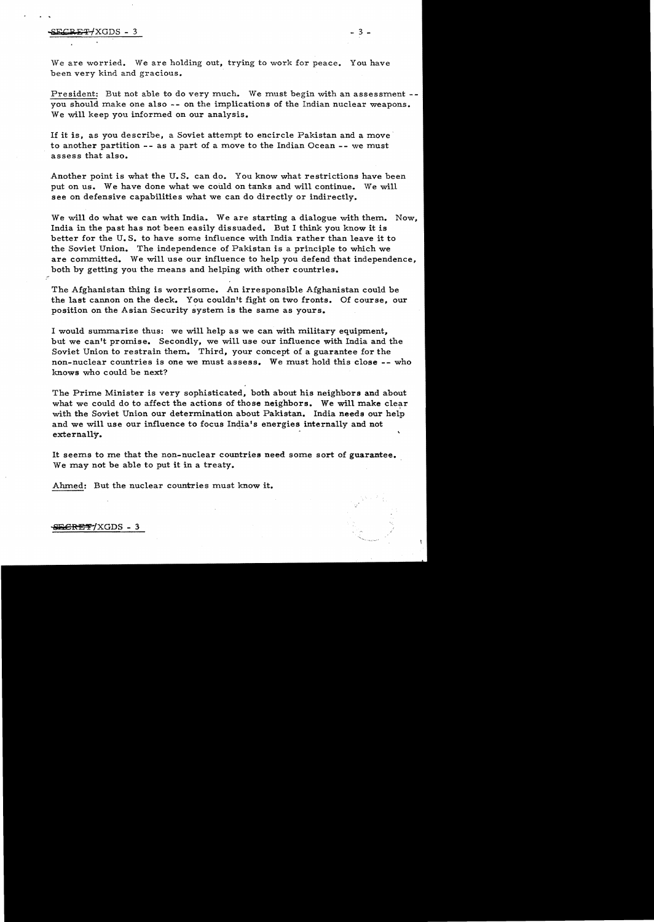We are worried. We are holding out, trying to work for peace. You have been very kind and gracious.

President: But not able to do very much. We must begin with an assessment -- you should make one also -- on the implications of the Indian nuclear weapons. We will keep you informed on our analysis.

If it is, as you describe, a Soviet attempt to encircle Pakistan and a move to another partition -- as a part of a move to the Indian Ocean -- we must assess that also.

Another point is what the U.S. can do. You know what restrictions have been put on us. We have done what we could on tanks and will continue. We will see on defensive capabilities what we can do directly or indirectly.

We will do what we can with India. We are starting a dialogue with them. Now, India in the past has not been easily dissuaded. But I think you know it is better for the U.S. to have some influence with India rather than leave it to the Soviet Union. The independence of Pakistan is a principle to which we are committed. We will use our influence to help you defend that independence, both by getting you the means and helping with other countries.

The Afghanistan thing is worrisome. An irresponsible Afghanistan could be the last cannon on the deck. You couldn't fight on two fronts. Of course, our position on the Asian Security system is the same as yours.

I would summarize thus: we will help as we can with military equipment, but we can't promise. Secondly, we will use our influence with India and the Soviet Union to restrain them. Third, your concept of a guarantee for the non-nuclear countries is one we must assess. We must hold this close -- who knows who could be next?

The Prime Minister is very sophisticated, both about his neighbors and about what we could do to affect the actions of those neighbors. We will make clear with the Soviet Union our determination about Pakistan. India needs our help and we will use our influence to focus India's energies internally and not externally.

It seems to me that the non-nuclear countries need some sort of guarantee. We may not be able to put it in a treaty.

Ahmed: But the nuclear countries must know it.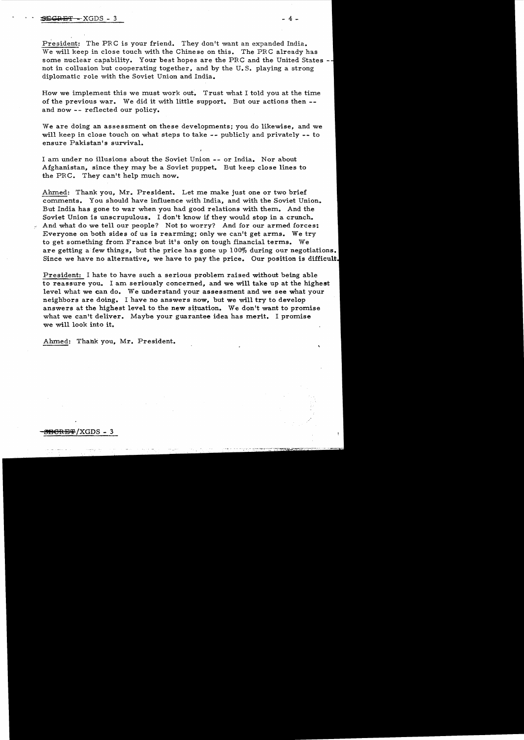President: The PRC is your friend. They don't want an expanded India. We will keep in close touch with the Chinese on this. The PRC already has some nuclear capability. Your best hopes are the PRC and the United States -- not in collusion but cooperating together, and by the U.S. playing a strong diplomatic role with the Soviet Union and India.

How we implement this we must work out. Trust what I told you at the time of the previous war. We did it with little support. But our actions then -- and now -- reflected our policy.

We are doing an assessment on these developments; you do likewise, and we will keep in close touch on what steps to take -- publicly and privately -- to ensure Pakistan's survival.

I am under no illusions about the Soviet Union -- or India. Nor about Afghanistan, since they may be a Soviet puppet. But keep close lines to the PRC. They can't help much now.

Ahmed: Thank you, Mr. President. Let me make just one or two brief comments. You should have influence with India, and with the Soviet Union. But India has gone to war when you had good relations with them. And the Soviet Union is unscrupulous. I don't know if they would stop in a crunch. And what do we tell our people? Not to worry? And for our armed forces: Everyone on both sides of us is rearming; only we can't get arms. We try to get something from France but it's only on tough financial terms. We are getting a few things, but the price has gone up 100% during our negotiations. Since we have no alternative, we have to pay the price. Our position is difficult.

President: I hate to have such a serious problem raised without being able to reassure you. I am seriously concerned, and we will take up at the highest level what we can do. We understand your assessment and we see what your neighbors are doing. I have no answers now, but we will try to develop answers at the highest level to the new situation. We don't want to promise what we can't deliver. Maybe your guarantee idea has merit. I promise we will look into it.

Ahmed: Thank you, Mr. President.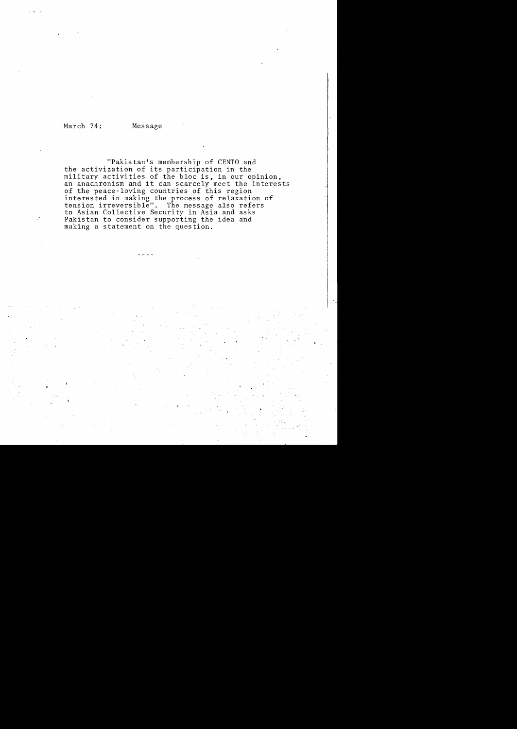March 74: Message

"Pakistan's membership of CENTO and the activization of its participation in the military activities of the bloc is, in our opinion, an anachronism and it can scarcely meet the interests of the peace-loving countries of this region interested in making the process of relaxation of tension irreversible". The message also refers to Asian Collective Security in Asia and asks Pakistan to consider supporting the idea and making a statement on the question.

----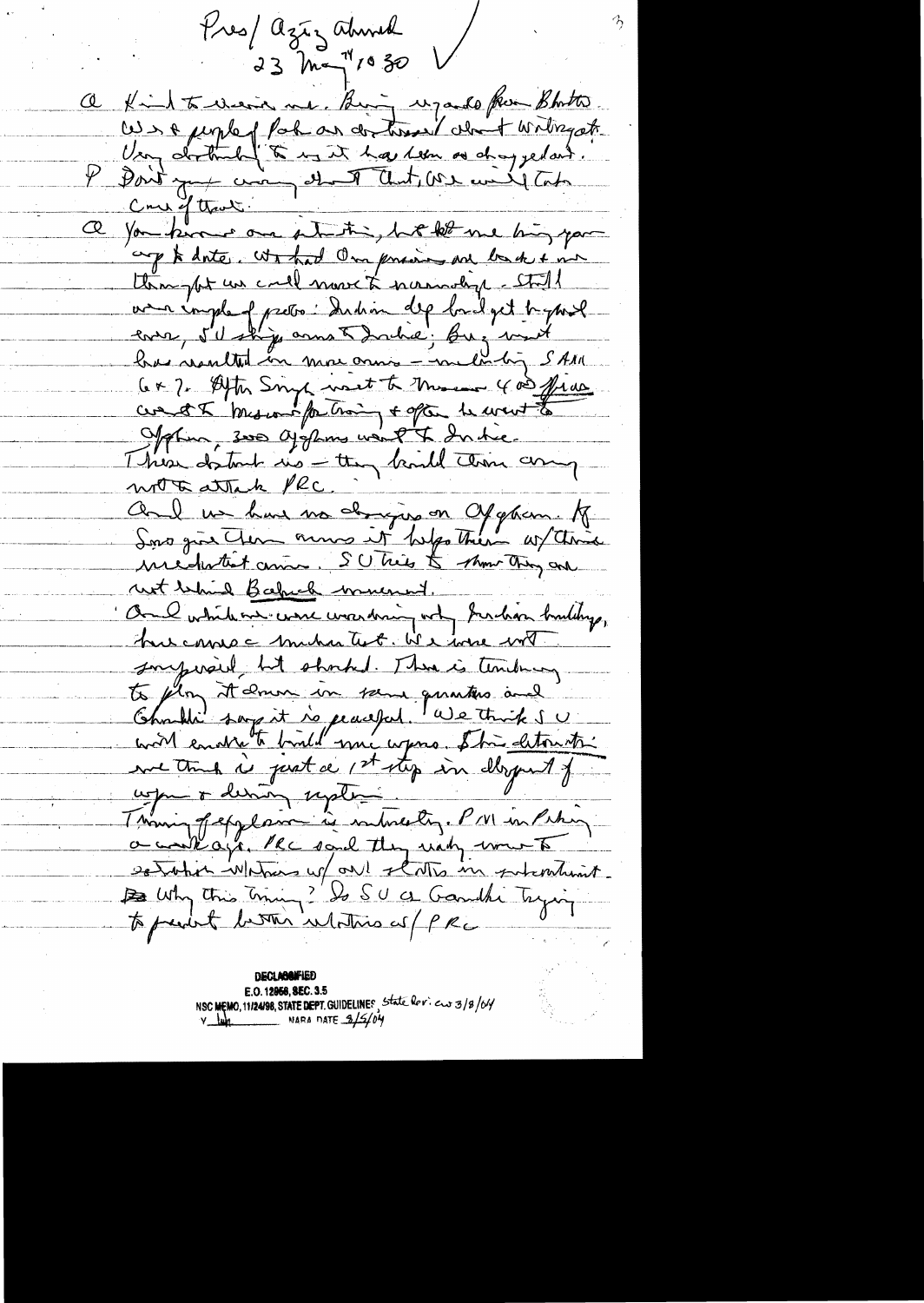Pres/ Aziz Ahmed
23 May 1030

A Kind to receive me. Bring regards from Bhutto. We & people of Pak are distressed about Watergate. Very disturbed to us it has been so dragged out.

P Don't your worry about that. We will take care of that.

A You know our situation, but let me bring you up to date. We had Our prisoners are back & now thought we could move to normalize. Still we are cynical of peace: Indian dep[endence?] budget to your record ever, USSR ships arms to India; Brez visit has resulted in more arms – including SAM 6 & 7. After Singh went to Moscow 400 Afghans went to Moscow for training & after he went to Afghan, 300 Afghans went to India. These disturb us – they build their army not to attack PRC.

And we have no designs on Afghan. If Sov give them arms it helps them w/ their irredentist aims. SU tries to show they are not behind Baluch movement.

And while we were wondering why Indian buildup, here comes Indian test. We were not surprised, but shocked. There is tendency to play it down in some quarters and Gandhi says it is peaceful. We think SU will enable to build more weapons. This detonation we think is just a 1st step in development of weapon & delivery system.

Timing of explosion is interesting. PM in Peking a week ago. PRC said they ready move to establish relations w/ all states in subcontinent. Why this timing? So SU & Gandhi trying to prevent better relations w/ PRC

DECLASSIFIED
E.O. 12958, SEC. 3.5
NSC MEMO, 11/24/98, STATE DEPT. GUIDELINES State Rev. 3/8/04
NARA DATE 3/5/04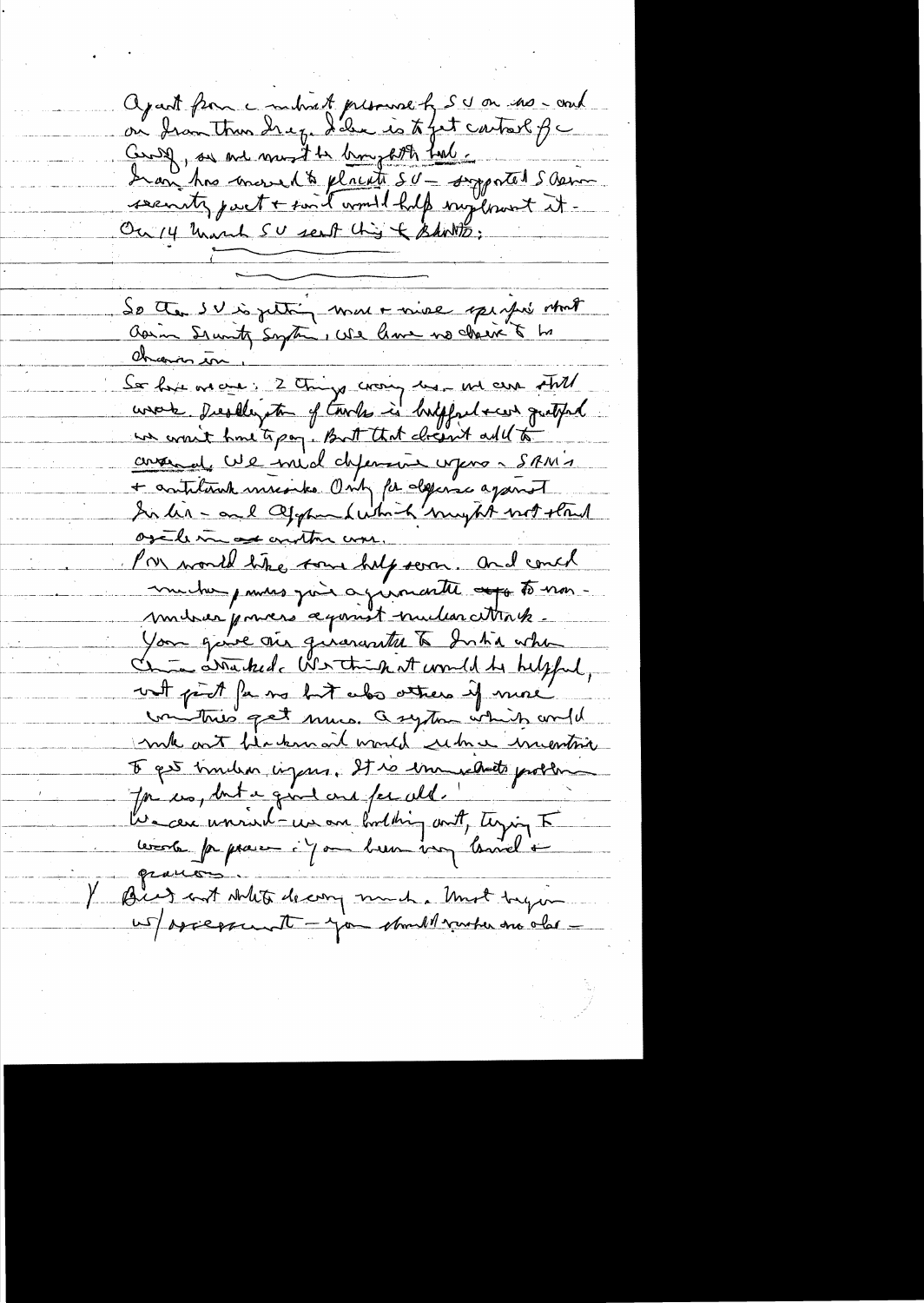Apart from a militant pressure by SU on us - and on Iran thru Iraq. Idea is to get control of the Gulf, so we must be brought to heel. Iran has moved to placate SU - supported SU Asian security pact + said would help implement it. On 14 March SU sent this to Bhutto:

So the SU is getting more + more specific about Asian Security System. We have no choice to be drawn in.

So here we are: 2 things worry us - we can still work. Deadly aim of Turks is helpful + we gratified we won't have to pay. But that doesn't add to ... We need defensive weapons - SAM's + antitank missiles. Only for defense against India - and Afghan (which might not stand aside in another war).

PM would like some help soon. And could nuclear powers give a guarantee to non-nuclear powers against nuclear attack. You gave one guarantee to India when China attacked. We think it would be helpful, not just for us but also others if more countries get nucs. A system which could make out blackmail would reduce incentive to get nuclear weapons. It is immediate problem for us, but a good one for all.

We are worried - we are holding out, trying to work for peace. You have been very kind + gracious.

Bhutto visit would be very much. Must begin w/ assessment - you should make one also -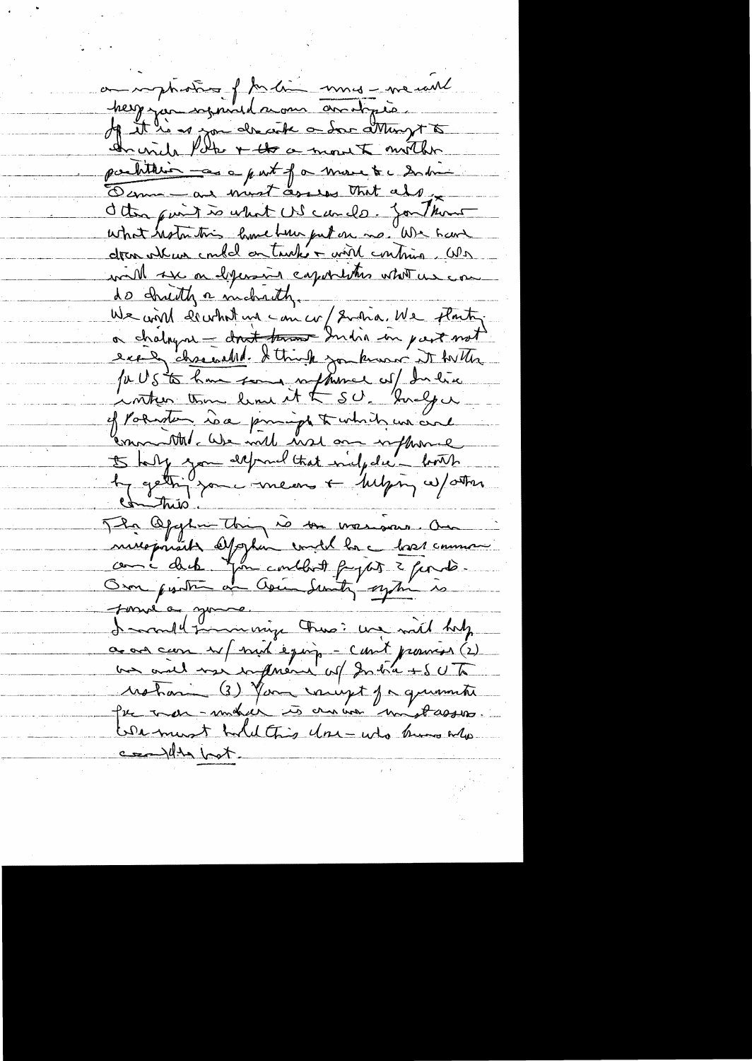an implication of Indian moves – we will keep you informed in our analysis.

If it is as you describe a Sov attempt to encircle Pak & to a move to another partition – as a part of a move to a Indian Ocean – and must assess that also.

Other point is what US can do. You know what restrictions have been put on us. We have done what we could on tanks & will continue. We will use on dispersed capabilities what we can do directly or indirectly.

We will do what we can w/ India. We fluently a challenge – don't know India in part not easily discernable. I think you know it better for US to have some influence w/ India rather than leave it to SU. Integrity of Pakistan is a principle to which we are committed. We will use our influence to help you defend that integrity – both by getting you means & helping w/ other countries.

The Afghan thing is a worrisome. An independent Afghan could be a buffer ... You could not fight 2 fronts. Our position on Asian Security system is known to you.

I would summarize thus: we will help as we can w/ mil equip – can't promise (2) we will use influence w/ India & SU to restrain (3) You concept of a guarantee for non-invader is an interesting. We must hold this close – who knows who could be next.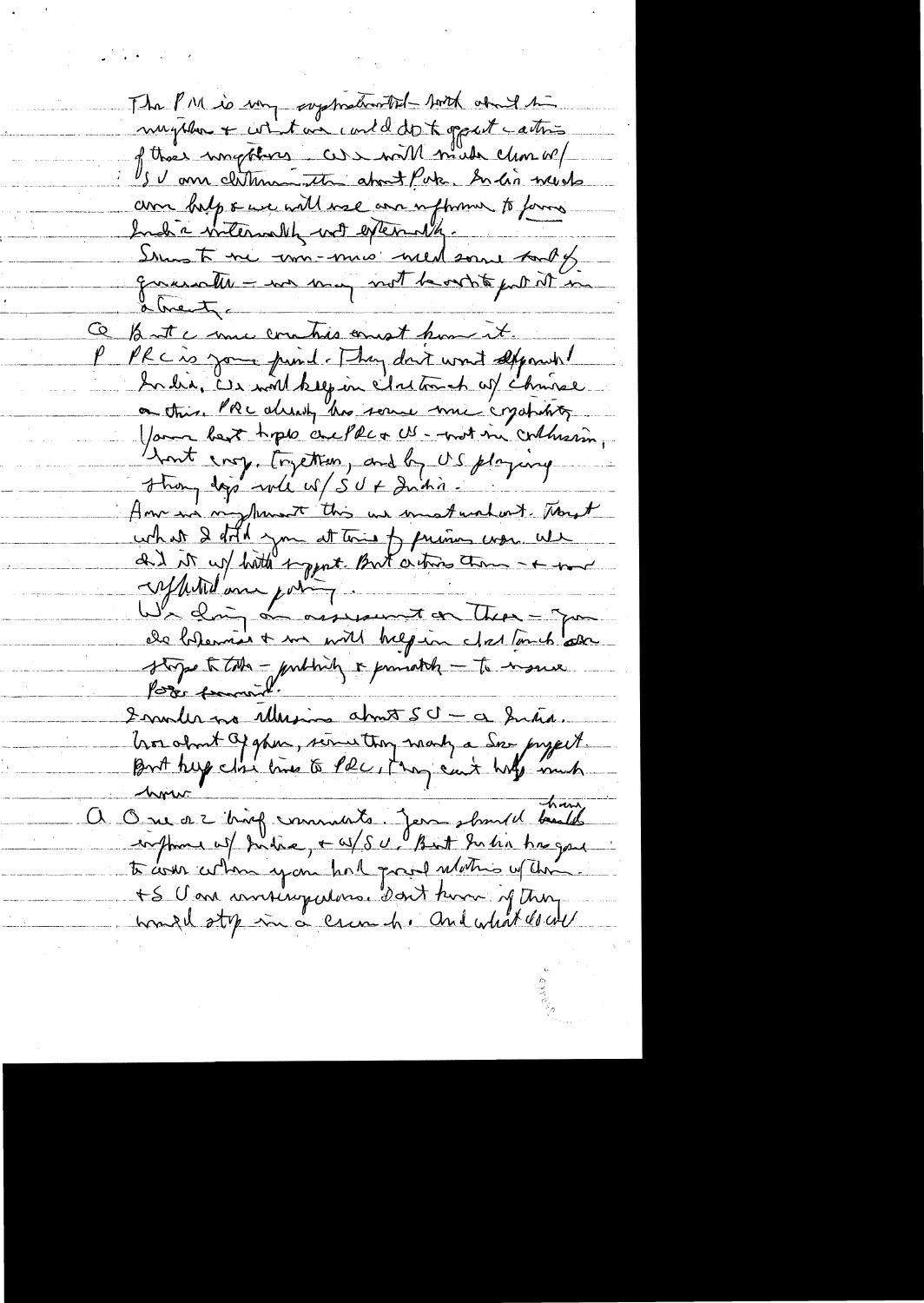The PM is very sophisticated - both about his neighbors + what we could do to affect actions of those neighbors. US will make clear w/ SU our determination about Pak. India needs our help & we will use our influence to firm India internally and externally.

Since to me non-nuc. need some kind of guarantee - we may not be able to put it in a treaty.

Q But c nuc countries must know it.

P PRC is your point. They don't want dependent India. US will keep in close touch w/ Chinese on this. PRC already has some nuc capability. Your best hope are PRC & US - not in collusion, but coop. together, and by US playing strong dip role w/ SU + India.

Am not myself that we must understand. Thought what I told you at time of prior conv. We did it w/ little support. But actions there - + our unflinching policy.

We doing an assessment on these - you do likewise + we will keep in close touch [on] steps to take - publicly & privately - to insure Pak survival.

I understand no illusions about SU - a India. We about Afghan, since they want a Soviet project. But keep close ties to PRC, I say can't help much more.

Q One or 2 brief comments. You should have had influence w/ India, + w/ SU. But India has gone to cases where you had good relations w/ them + SU are unscrupulous. Don't know if they would stop in a crunch. And what do we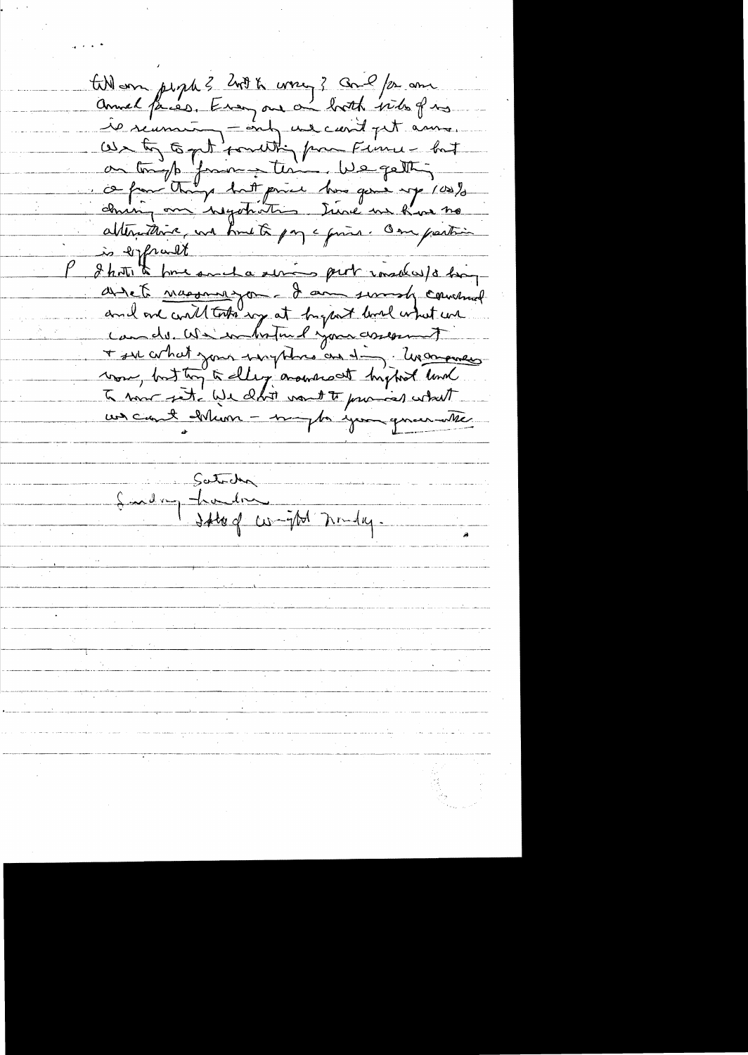kill our people? And the army? And/or our armed forces. Every one on both sides of us is rearming – only we can't get arms. We try to get something from France – but on tough financial terms. We getting a few things but price has gone up 100% during our negotiations. Since we have no alternative, we have to pay a price. Our position is difficult.

P I hate to have such a serious point raised/s being able to reassure you – I am seriously concerned and we will take up at highest level what we can do. We understand your assessment + see what your neighbors are doing. We can't promise now, but try to allay concerns at highest level to your satisfaction. We don't want to promise what we can't deliver – maybe you guarantee

Saturday
Sunday – Landon
Hotel Wright Monday.